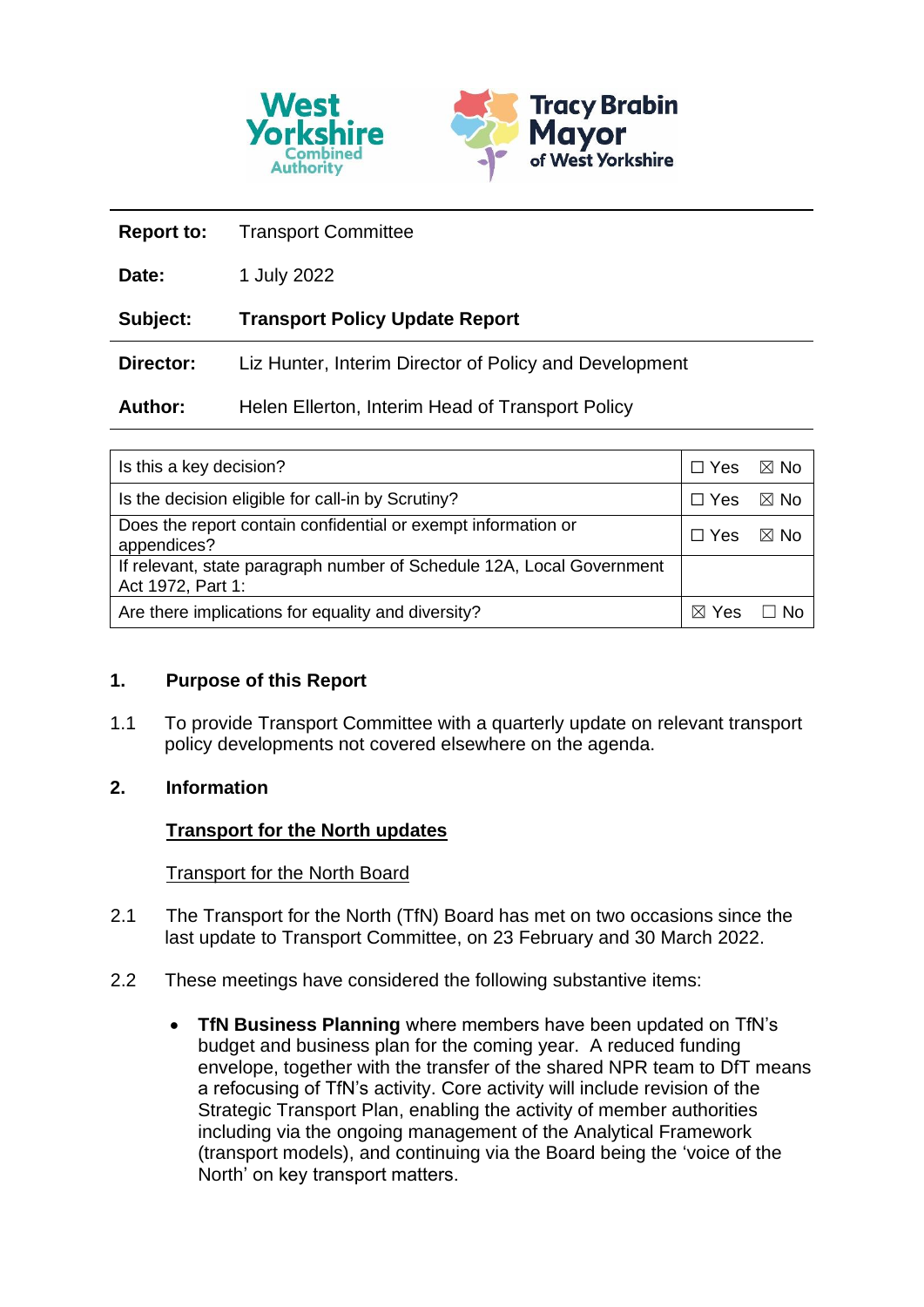| | |
|---|---|
| **Report to:** | Transport Committee |
| **Date:** | 1 July 2022 |
| **Subject:** | **Transport Policy Update Report** |
| **Director:** | Liz Hunter, Interim Director of Policy and Development |
| **Author:** | Helen Ellerton, Interim Head of Transport Policy |

| | |
|---|---|
| Is this a key decision? | ☐ Yes ☒ No |
| Is the decision eligible for call-in by Scrutiny? | ☐ Yes ☒ No |
| Does the report contain confidential or exempt information or appendices? | ☐ Yes ☒ No |
| If relevant, state paragraph number of Schedule 12A, Local Government Act 1972, Part 1: | |
| Are there implications for equality and diversity? | ☒ Yes ☐ No |

## 1. Purpose of this Report

1.1 To provide Transport Committee with a quarterly update on relevant transport policy developments not covered elsewhere on the agenda.

## 2. Information

### Transport for the North updates

Transport for the North Board

2.1 The Transport for the North (TfN) Board has met on two occasions since the last update to Transport Committee, on 23 February and 30 March 2022.

2.2 These meetings have considered the following substantive items:

- **TfN Business Planning** where members have been updated on TfN's budget and business plan for the coming year. A reduced funding envelope, together with the transfer of the shared NPR team to DfT means a refocusing of TfN's activity. Core activity will include revision of the Strategic Transport Plan, enabling the activity of member authorities including via the ongoing management of the Analytical Framework (transport models), and continuing via the Board being the 'voice of the North' on key transport matters.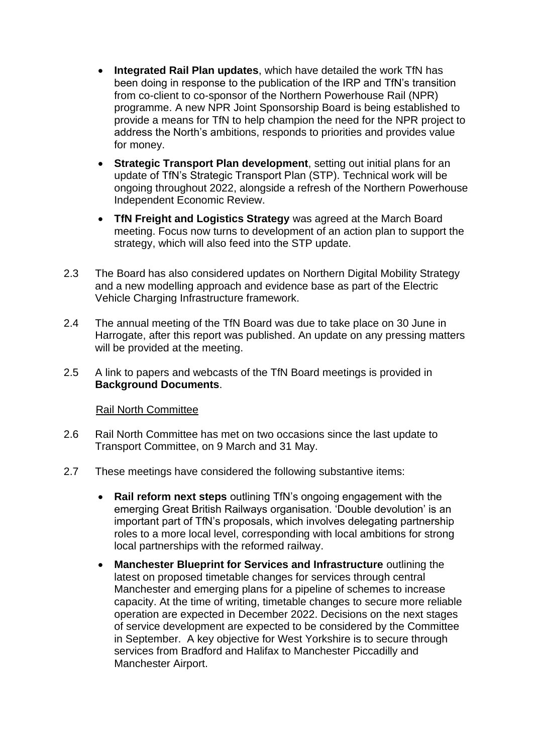- **Integrated Rail Plan updates**, which have detailed the work TfN has been doing in response to the publication of the IRP and TfN's transition from co-client to co-sponsor of the Northern Powerhouse Rail (NPR) programme. A new NPR Joint Sponsorship Board is being established to provide a means for TfN to help champion the need for the NPR project to address the North's ambitions, responds to priorities and provides value for money.
- **Strategic Transport Plan development**, setting out initial plans for an update of TfN's Strategic Transport Plan (STP). Technical work will be ongoing throughout 2022, alongside a refresh of the Northern Powerhouse Independent Economic Review.
- **TfN Freight and Logistics Strategy** was agreed at the March Board meeting. Focus now turns to development of an action plan to support the strategy, which will also feed into the STP update.

2.3 The Board has also considered updates on Northern Digital Mobility Strategy and a new modelling approach and evidence base as part of the Electric Vehicle Charging Infrastructure framework.

2.4 The annual meeting of the TfN Board was due to take place on 30 June in Harrogate, after this report was published. An update on any pressing matters will be provided at the meeting.

2.5 A link to papers and webcasts of the TfN Board meetings is provided in **Background Documents**.

Rail North Committee

2.6 Rail North Committee has met on two occasions since the last update to Transport Committee, on 9 March and 31 May.

2.7 These meetings have considered the following substantive items:

- **Rail reform next steps** outlining TfN's ongoing engagement with the emerging Great British Railways organisation. 'Double devolution' is an important part of TfN's proposals, which involves delegating partnership roles to a more local level, corresponding with local ambitions for strong local partnerships with the reformed railway.
- **Manchester Blueprint for Services and Infrastructure** outlining the latest on proposed timetable changes for services through central Manchester and emerging plans for a pipeline of schemes to increase capacity. At the time of writing, timetable changes to secure more reliable operation are expected in December 2022. Decisions on the next stages of service development are expected to be considered by the Committee in September. A key objective for West Yorkshire is to secure through services from Bradford and Halifax to Manchester Piccadilly and Manchester Airport.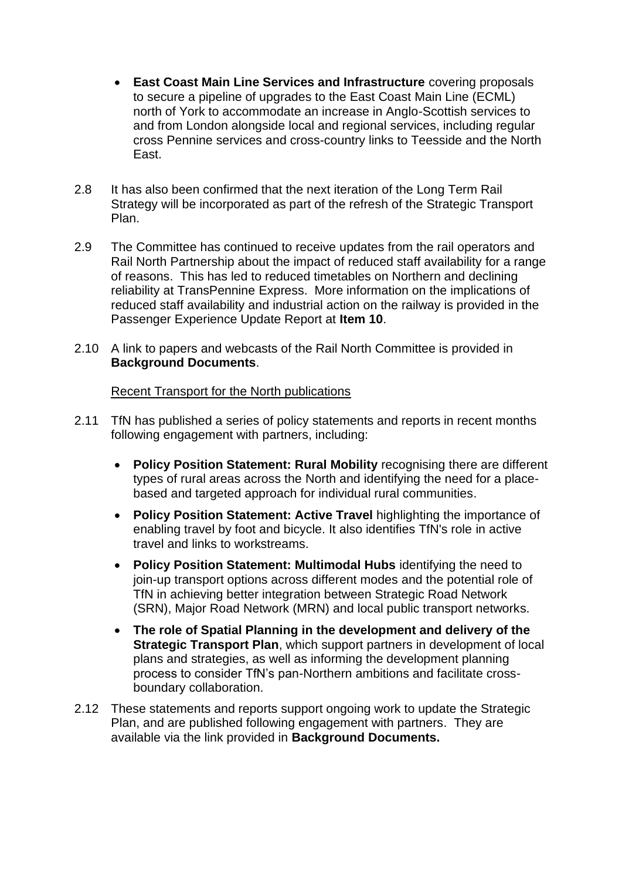- **East Coast Main Line Services and Infrastructure** covering proposals to secure a pipeline of upgrades to the East Coast Main Line (ECML) north of York to accommodate an increase in Anglo-Scottish services to and from London alongside local and regional services, including regular cross Pennine services and cross-country links to Teesside and the North East.

2.8 It has also been confirmed that the next iteration of the Long Term Rail Strategy will be incorporated as part of the refresh of the Strategic Transport Plan.

2.9 The Committee has continued to receive updates from the rail operators and Rail North Partnership about the impact of reduced staff availability for a range of reasons. This has led to reduced timetables on Northern and declining reliability at TransPennine Express. More information on the implications of reduced staff availability and industrial action on the railway is provided in the Passenger Experience Update Report at **Item 10**.

2.10 A link to papers and webcasts of the Rail North Committee is provided in **Background Documents**.

Recent Transport for the North publications

2.11 TfN has published a series of policy statements and reports in recent months following engagement with partners, including:

- **Policy Position Statement: Rural Mobility** recognising there are different types of rural areas across the North and identifying the need for a place-based and targeted approach for individual rural communities.
- **Policy Position Statement: Active Travel** highlighting the importance of enabling travel by foot and bicycle. It also identifies TfN's role in active travel and links to workstreams.
- **Policy Position Statement: Multimodal Hubs** identifying the need to join-up transport options across different modes and the potential role of TfN in achieving better integration between Strategic Road Network (SRN), Major Road Network (MRN) and local public transport networks.
- **The role of Spatial Planning in the development and delivery of the Strategic Transport Plan**, which support partners in development of local plans and strategies, as well as informing the development planning process to consider TfN's pan-Northern ambitions and facilitate cross-boundary collaboration.

2.12 These statements and reports support ongoing work to update the Strategic Plan, and are published following engagement with partners. They are available via the link provided in **Background Documents.**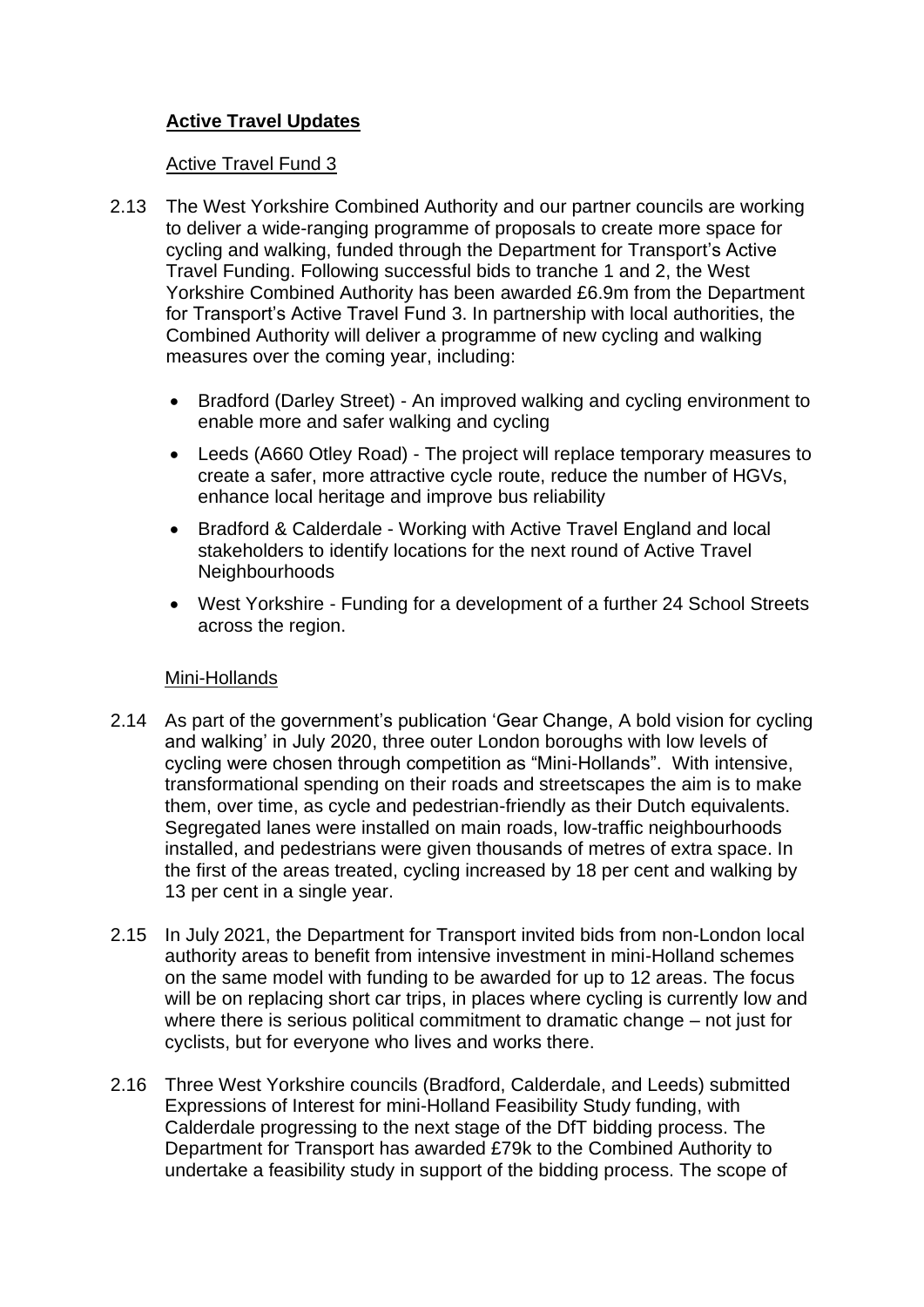## **Active Travel Updates**

Active Travel Fund 3

2.13 The West Yorkshire Combined Authority and our partner councils are working to deliver a wide-ranging programme of proposals to create more space for cycling and walking, funded through the Department for Transport's Active Travel Funding. Following successful bids to tranche 1 and 2, the West Yorkshire Combined Authority has been awarded £6.9m from the Department for Transport's Active Travel Fund 3. In partnership with local authorities, the Combined Authority will deliver a programme of new cycling and walking measures over the coming year, including:

- Bradford (Darley Street) - An improved walking and cycling environment to enable more and safer walking and cycling
- Leeds (A660 Otley Road) - The project will replace temporary measures to create a safer, more attractive cycle route, reduce the number of HGVs, enhance local heritage and improve bus reliability
- Bradford & Calderdale - Working with Active Travel England and local stakeholders to identify locations for the next round of Active Travel Neighbourhoods
- West Yorkshire - Funding for a development of a further 24 School Streets across the region.

Mini-Hollands

2.14 As part of the government's publication 'Gear Change, A bold vision for cycling and walking' in July 2020, three outer London boroughs with low levels of cycling were chosen through competition as "Mini-Hollands". With intensive, transformational spending on their roads and streetscapes the aim is to make them, over time, as cycle and pedestrian-friendly as their Dutch equivalents. Segregated lanes were installed on main roads, low-traffic neighbourhoods installed, and pedestrians were given thousands of metres of extra space. In the first of the areas treated, cycling increased by 18 per cent and walking by 13 per cent in a single year.

2.15 In July 2021, the Department for Transport invited bids from non-London local authority areas to benefit from intensive investment in mini-Holland schemes on the same model with funding to be awarded for up to 12 areas. The focus will be on replacing short car trips, in places where cycling is currently low and where there is serious political commitment to dramatic change – not just for cyclists, but for everyone who lives and works there.

2.16 Three West Yorkshire councils (Bradford, Calderdale, and Leeds) submitted Expressions of Interest for mini-Holland Feasibility Study funding, with Calderdale progressing to the next stage of the DfT bidding process. The Department for Transport has awarded £79k to the Combined Authority to undertake a feasibility study in support of the bidding process. The scope of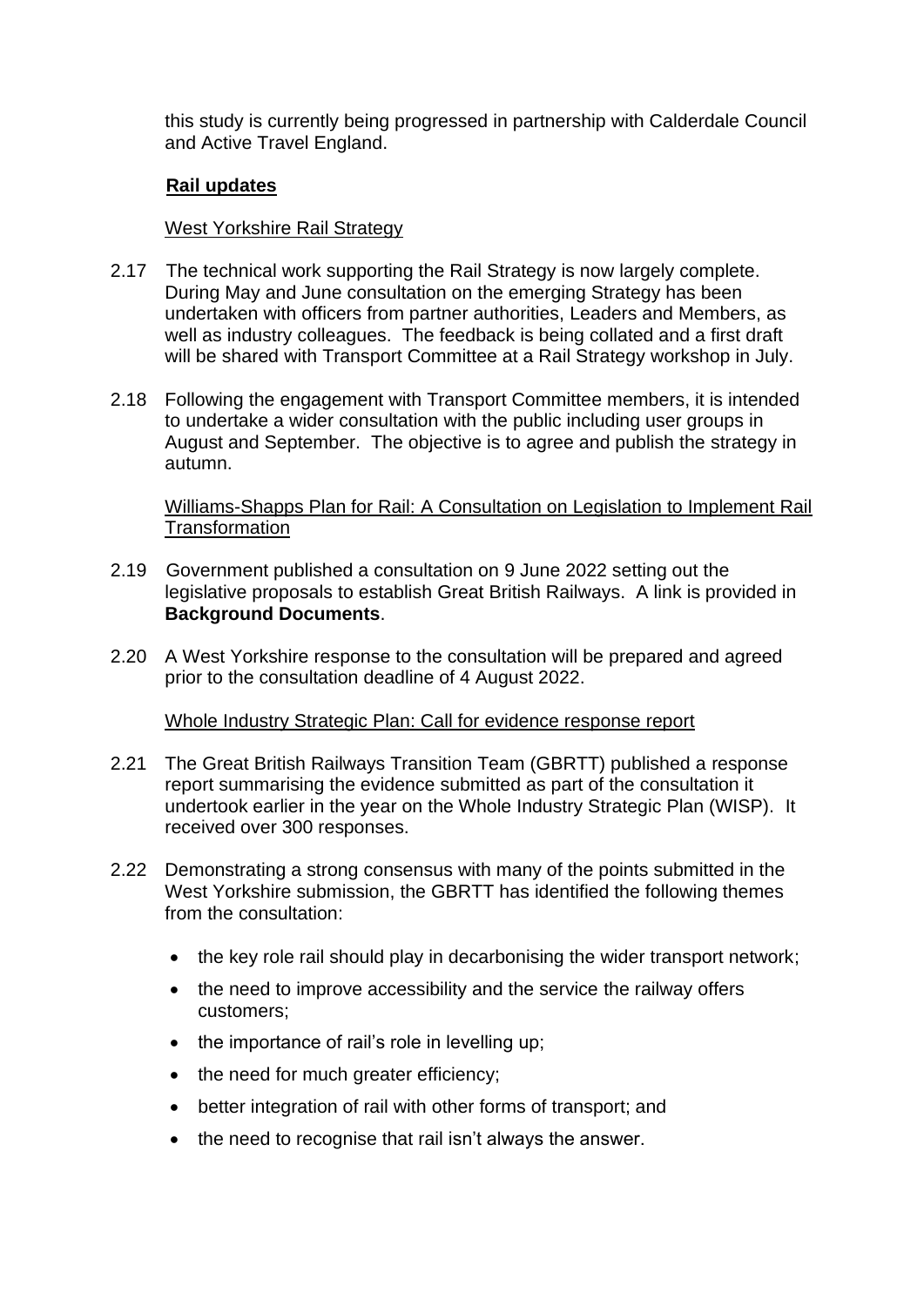this study is currently being progressed in partnership with Calderdale Council and Active Travel England.

**Rail updates**

West Yorkshire Rail Strategy

2.17 The technical work supporting the Rail Strategy is now largely complete. During May and June consultation on the emerging Strategy has been undertaken with officers from partner authorities, Leaders and Members, as well as industry colleagues. The feedback is being collated and a first draft will be shared with Transport Committee at a Rail Strategy workshop in July.

2.18 Following the engagement with Transport Committee members, it is intended to undertake a wider consultation with the public including user groups in August and September. The objective is to agree and publish the strategy in autumn.

Williams-Shapps Plan for Rail: A Consultation on Legislation to Implement Rail Transformation

2.19 Government published a consultation on 9 June 2022 setting out the legislative proposals to establish Great British Railways. A link is provided in **Background Documents**.

2.20 A West Yorkshire response to the consultation will be prepared and agreed prior to the consultation deadline of 4 August 2022.

Whole Industry Strategic Plan: Call for evidence response report

2.21 The Great British Railways Transition Team (GBRTT) published a response report summarising the evidence submitted as part of the consultation it undertook earlier in the year on the Whole Industry Strategic Plan (WISP). It received over 300 responses.

2.22 Demonstrating a strong consensus with many of the points submitted in the West Yorkshire submission, the GBRTT has identified the following themes from the consultation:

- the key role rail should play in decarbonising the wider transport network;
- the need to improve accessibility and the service the railway offers customers;
- the importance of rail's role in levelling up;
- the need for much greater efficiency;
- better integration of rail with other forms of transport; and
- the need to recognise that rail isn't always the answer.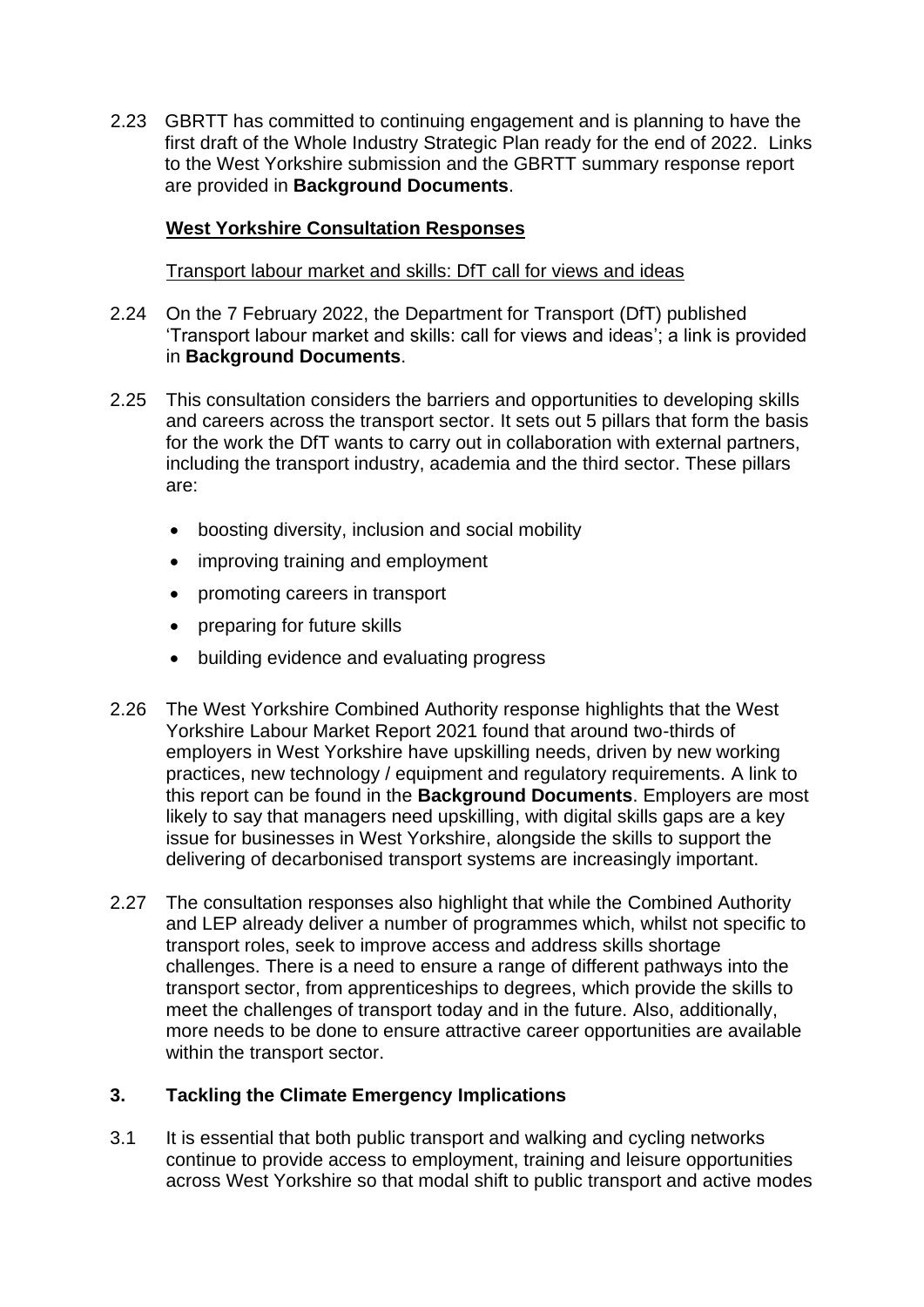2.23 GBRTT has committed to continuing engagement and is planning to have the first draft of the Whole Industry Strategic Plan ready for the end of 2022. Links to the West Yorkshire submission and the GBRTT summary response report are provided in **Background Documents**.

**West Yorkshire Consultation Responses**

Transport labour market and skills: DfT call for views and ideas

2.24 On the 7 February 2022, the Department for Transport (DfT) published 'Transport labour market and skills: call for views and ideas'; a link is provided in **Background Documents**.

2.25 This consultation considers the barriers and opportunities to developing skills and careers across the transport sector. It sets out 5 pillars that form the basis for the work the DfT wants to carry out in collaboration with external partners, including the transport industry, academia and the third sector. These pillars are:

- boosting diversity, inclusion and social mobility
- improving training and employment
- promoting careers in transport
- preparing for future skills
- building evidence and evaluating progress

2.26 The West Yorkshire Combined Authority response highlights that the West Yorkshire Labour Market Report 2021 found that around two-thirds of employers in West Yorkshire have upskilling needs, driven by new working practices, new technology / equipment and regulatory requirements. A link to this report can be found in the **Background Documents**. Employers are most likely to say that managers need upskilling, with digital skills gaps are a key issue for businesses in West Yorkshire, alongside the skills to support the delivering of decarbonised transport systems are increasingly important.

2.27 The consultation responses also highlight that while the Combined Authority and LEP already deliver a number of programmes which, whilst not specific to transport roles, seek to improve access and address skills shortage challenges. There is a need to ensure a range of different pathways into the transport sector, from apprenticeships to degrees, which provide the skills to meet the challenges of transport today and in the future. Also, additionally, more needs to be done to ensure attractive career opportunities are available within the transport sector.

## 3. Tackling the Climate Emergency Implications

3.1 It is essential that both public transport and walking and cycling networks continue to provide access to employment, training and leisure opportunities across West Yorkshire so that modal shift to public transport and active modes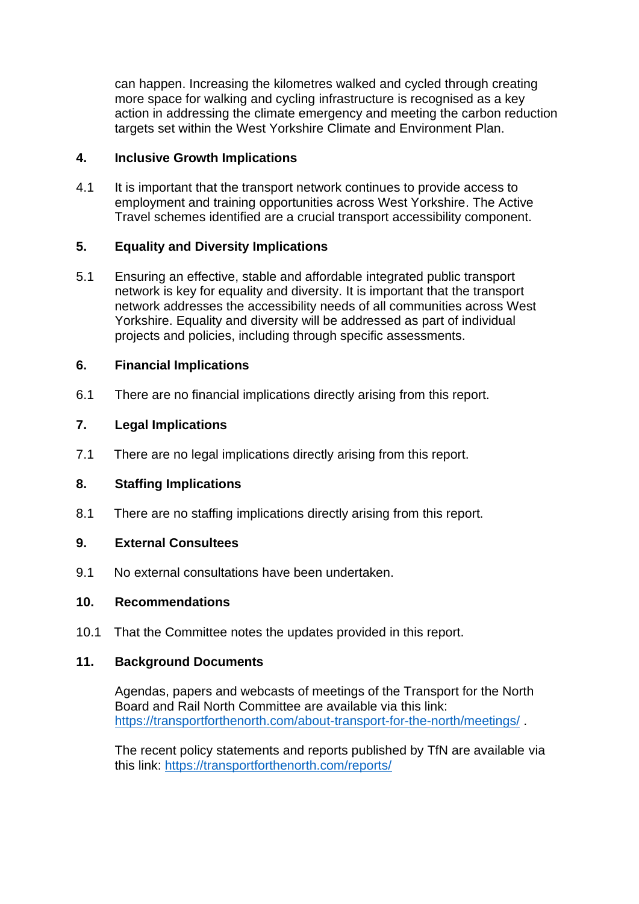can happen. Increasing the kilometres walked and cycled through creating more space for walking and cycling infrastructure is recognised as a key action in addressing the climate emergency and meeting the carbon reduction targets set within the West Yorkshire Climate and Environment Plan.

## 4. Inclusive Growth Implications

4.1 It is important that the transport network continues to provide access to employment and training opportunities across West Yorkshire. The Active Travel schemes identified are a crucial transport accessibility component.

## 5. Equality and Diversity Implications

5.1 Ensuring an effective, stable and affordable integrated public transport network is key for equality and diversity. It is important that the transport network addresses the accessibility needs of all communities across West Yorkshire. Equality and diversity will be addressed as part of individual projects and policies, including through specific assessments.

## 6. Financial Implications

6.1 There are no financial implications directly arising from this report.

## 7. Legal Implications

7.1 There are no legal implications directly arising from this report.

## 8. Staffing Implications

8.1 There are no staffing implications directly arising from this report.

## 9. External Consultees

9.1 No external consultations have been undertaken.

## 10. Recommendations

10.1 That the Committee notes the updates provided in this report.

## 11. Background Documents

Agendas, papers and webcasts of meetings of the Transport for the North Board and Rail North Committee are available via this link: https://transportforthenorth.com/about-transport-for-the-north/meetings/ .

The recent policy statements and reports published by TfN are available via this link: https://transportforthenorth.com/reports/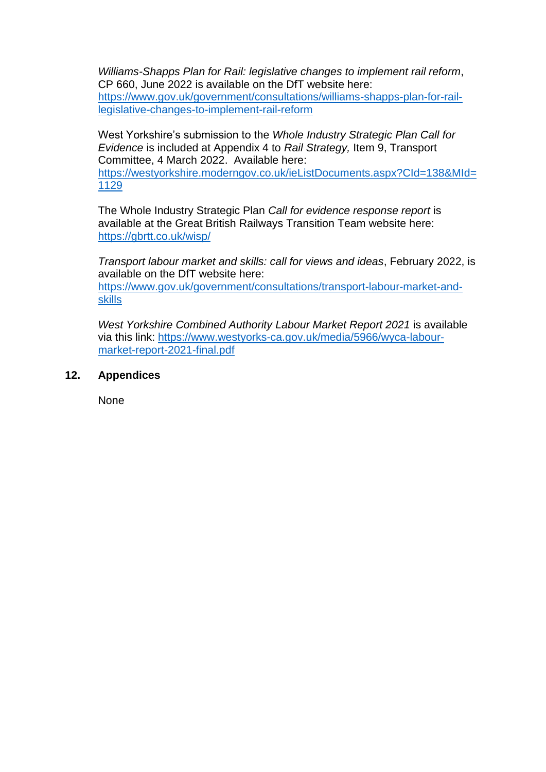*Williams-Shapps Plan for Rail: legislative changes to implement rail reform*, CP 660, June 2022 is available on the DfT website here: https://www.gov.uk/government/consultations/williams-shapps-plan-for-rail-legislative-changes-to-implement-rail-reform

West Yorkshire's submission to the *Whole Industry Strategic Plan Call for Evidence* is included at Appendix 4 to *Rail Strategy,* Item 9, Transport Committee, 4 March 2022. Available here: https://westyorkshire.moderngov.co.uk/ieListDocuments.aspx?CId=138&MId=1129

The Whole Industry Strategic Plan *Call for evidence response report* is available at the Great British Railways Transition Team website here: https://gbrtt.co.uk/wisp/

*Transport labour market and skills: call for views and ideas*, February 2022, is available on the DfT website here: https://www.gov.uk/government/consultations/transport-labour-market-and-skills

*West Yorkshire Combined Authority Labour Market Report 2021* is available via this link: https://www.westyorks-ca.gov.uk/media/5966/wyca-labour-market-report-2021-final.pdf

## 12. Appendices

None